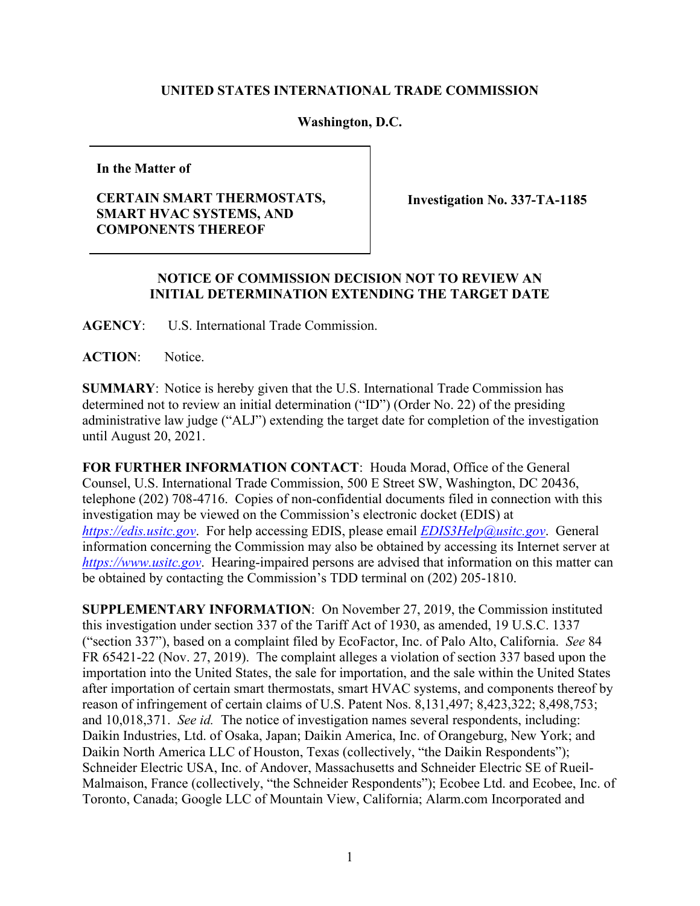**UNITED STATES INTERNATIONAL TRADE COMMISSION**

**Washington, D.C.**

| **In the Matter of**<br><br>**CERTAIN SMART THERMOSTATS, SMART HVAC SYSTEMS, AND COMPONENTS THEREOF** | **Investigation No. 337-TA-1185** |
|---|---|

**NOTICE OF COMMISSION DECISION NOT TO REVIEW AN INITIAL DETERMINATION EXTENDING THE TARGET DATE**

**AGENCY**: U.S. International Trade Commission.

**ACTION**: Notice.

**SUMMARY**: Notice is hereby given that the U.S. International Trade Commission has determined not to review an initial determination ("ID") (Order No. 22) of the presiding administrative law judge ("ALJ") extending the target date for completion of the investigation until August 20, 2021.

**FOR FURTHER INFORMATION CONTACT**: Houda Morad, Office of the General Counsel, U.S. International Trade Commission, 500 E Street SW, Washington, DC 20436, telephone (202) 708-4716. Copies of non-confidential documents filed in connection with this investigation may be viewed on the Commission's electronic docket (EDIS) at *https://edis.usitc.gov*. For help accessing EDIS, please email *EDIS3Help@usitc.gov*. General information concerning the Commission may also be obtained by accessing its Internet server at *https://www.usitc.gov*. Hearing-impaired persons are advised that information on this matter can be obtained by contacting the Commission's TDD terminal on (202) 205-1810.

**SUPPLEMENTARY INFORMATION**: On November 27, 2019, the Commission instituted this investigation under section 337 of the Tariff Act of 1930, as amended, 19 U.S.C. 1337 ("section 337"), based on a complaint filed by EcoFactor, Inc. of Palo Alto, California. *See* 84 FR 65421-22 (Nov. 27, 2019). The complaint alleges a violation of section 337 based upon the importation into the United States, the sale for importation, and the sale within the United States after importation of certain smart thermostats, smart HVAC systems, and components thereof by reason of infringement of certain claims of U.S. Patent Nos. 8,131,497; 8,423,322; 8,498,753; and 10,018,371. *See id.* The notice of investigation names several respondents, including: Daikin Industries, Ltd. of Osaka, Japan; Daikin America, Inc. of Orangeburg, New York; and Daikin North America LLC of Houston, Texas (collectively, "the Daikin Respondents"); Schneider Electric USA, Inc. of Andover, Massachusetts and Schneider Electric SE of Rueil-Malmaison, France (collectively, "the Schneider Respondents"); Ecobee Ltd. and Ecobee, Inc. of Toronto, Canada; Google LLC of Mountain View, California; Alarm.com Incorporated and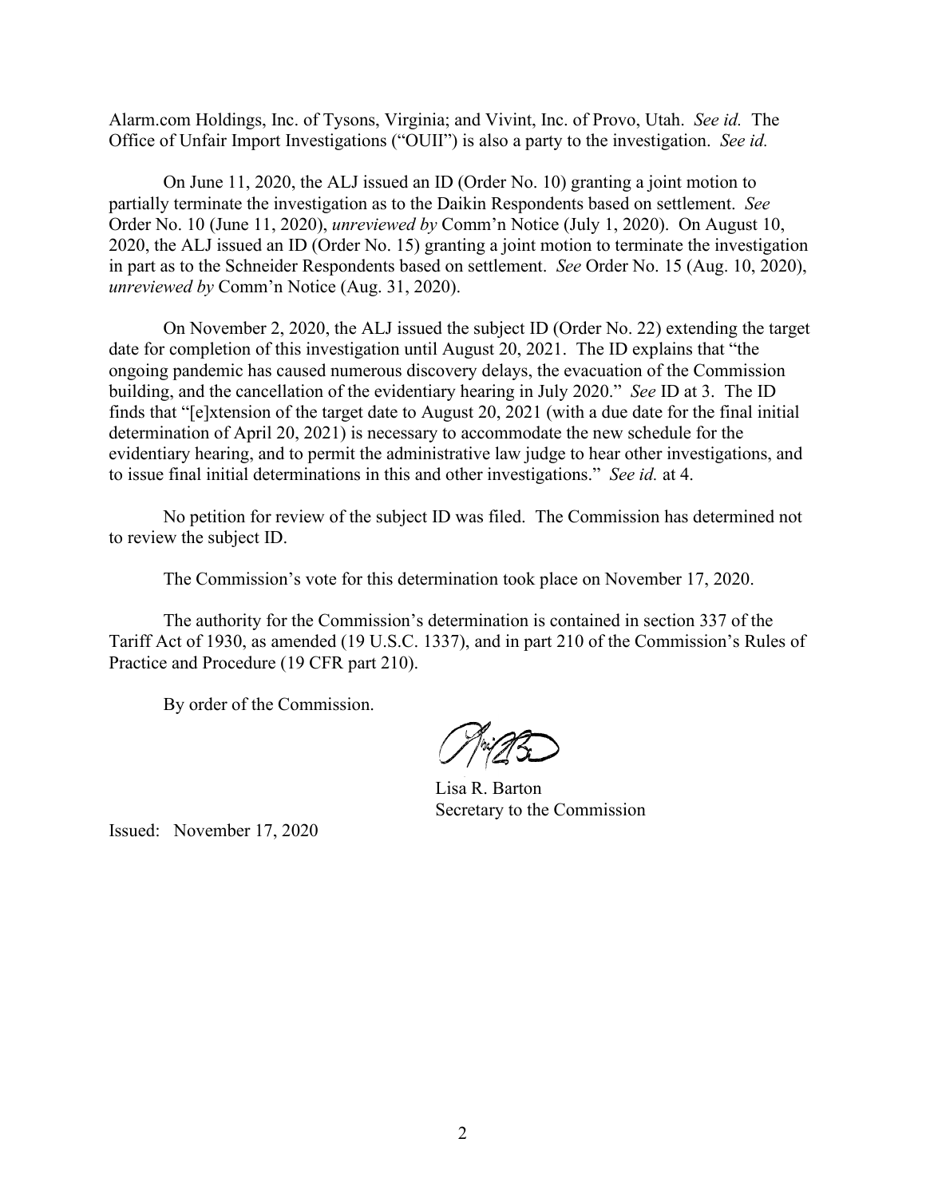Alarm.com Holdings, Inc. of Tysons, Virginia; and Vivint, Inc. of Provo, Utah. *See id.* The Office of Unfair Import Investigations ("OUII") is also a party to the investigation. *See id.*

On June 11, 2020, the ALJ issued an ID (Order No. 10) granting a joint motion to partially terminate the investigation as to the Daikin Respondents based on settlement. *See* Order No. 10 (June 11, 2020), *unreviewed by* Comm'n Notice (July 1, 2020). On August 10, 2020, the ALJ issued an ID (Order No. 15) granting a joint motion to terminate the investigation in part as to the Schneider Respondents based on settlement. *See* Order No. 15 (Aug. 10, 2020), *unreviewed by* Comm'n Notice (Aug. 31, 2020).

On November 2, 2020, the ALJ issued the subject ID (Order No. 22) extending the target date for completion of this investigation until August 20, 2021. The ID explains that "the ongoing pandemic has caused numerous discovery delays, the evacuation of the Commission building, and the cancellation of the evidentiary hearing in July 2020." *See* ID at 3. The ID finds that "[e]xtension of the target date to August 20, 2021 (with a due date for the final initial determination of April 20, 2021) is necessary to accommodate the new schedule for the evidentiary hearing, and to permit the administrative law judge to hear other investigations, and to issue final initial determinations in this and other investigations." *See id.* at 4.

No petition for review of the subject ID was filed. The Commission has determined not to review the subject ID.

The Commission's vote for this determination took place on November 17, 2020.

The authority for the Commission's determination is contained in section 337 of the Tariff Act of 1930, as amended (19 U.S.C. 1337), and in part 210 of the Commission's Rules of Practice and Procedure (19 CFR part 210).

By order of the Commission.

Lisa R. Barton
Secretary to the Commission

Issued: November 17, 2020